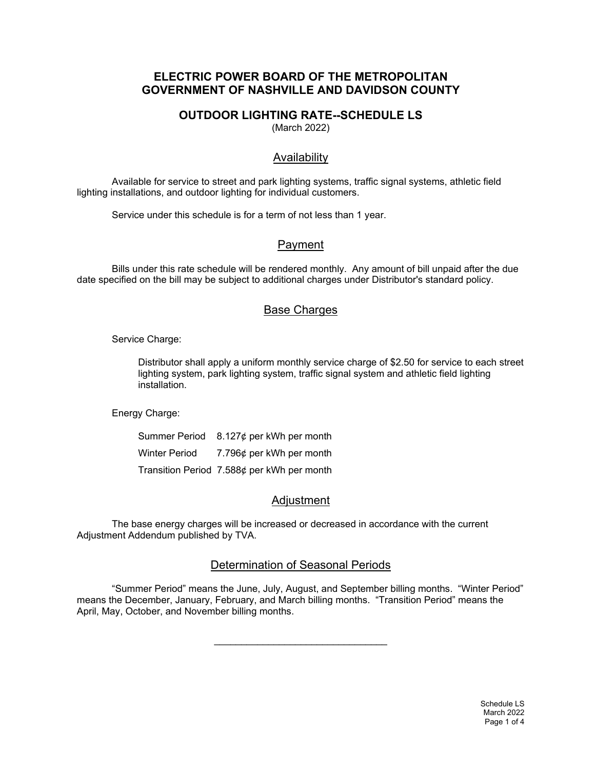# ELECTRIC POWER BOARD OF THE METROPOLITAN GOVERNMENT OF NASHVILLE AND DAVIDSON COUNTY

## OUTDOOR LIGHTING RATE--SCHEDULE LS

(March 2022)

### Availability

Available for service to street and park lighting systems, traffic signal systems, athletic field lighting installations, and outdoor lighting for individual customers.

Service under this schedule is for a term of not less than 1 year.

### Payment

Bills under this rate schedule will be rendered monthly. Any amount of bill unpaid after the due date specified on the bill may be subject to additional charges under Distributor's standard policy.

### Base Charges

Service Charge:

Distributor shall apply a uniform monthly service charge of $2.50 for service to each street lighting system, park lighting system, traffic signal system and athletic field lighting installation.

Energy Charge:

| | |
|---|---|
| Summer Period | 8.127¢ per kWh per month |
| Winter Period | 7.796¢ per kWh per month |
| Transition Period | 7.588¢ per kWh per month |

### Adjustment

The base energy charges will be increased or decreased in accordance with the current Adjustment Addendum published by TVA.

### Determination of Seasonal Periods

"Summer Period" means the June, July, August, and September billing months. "Winter Period" means the December, January, February, and March billing months. "Transition Period" means the April, May, October, and November billing months.

---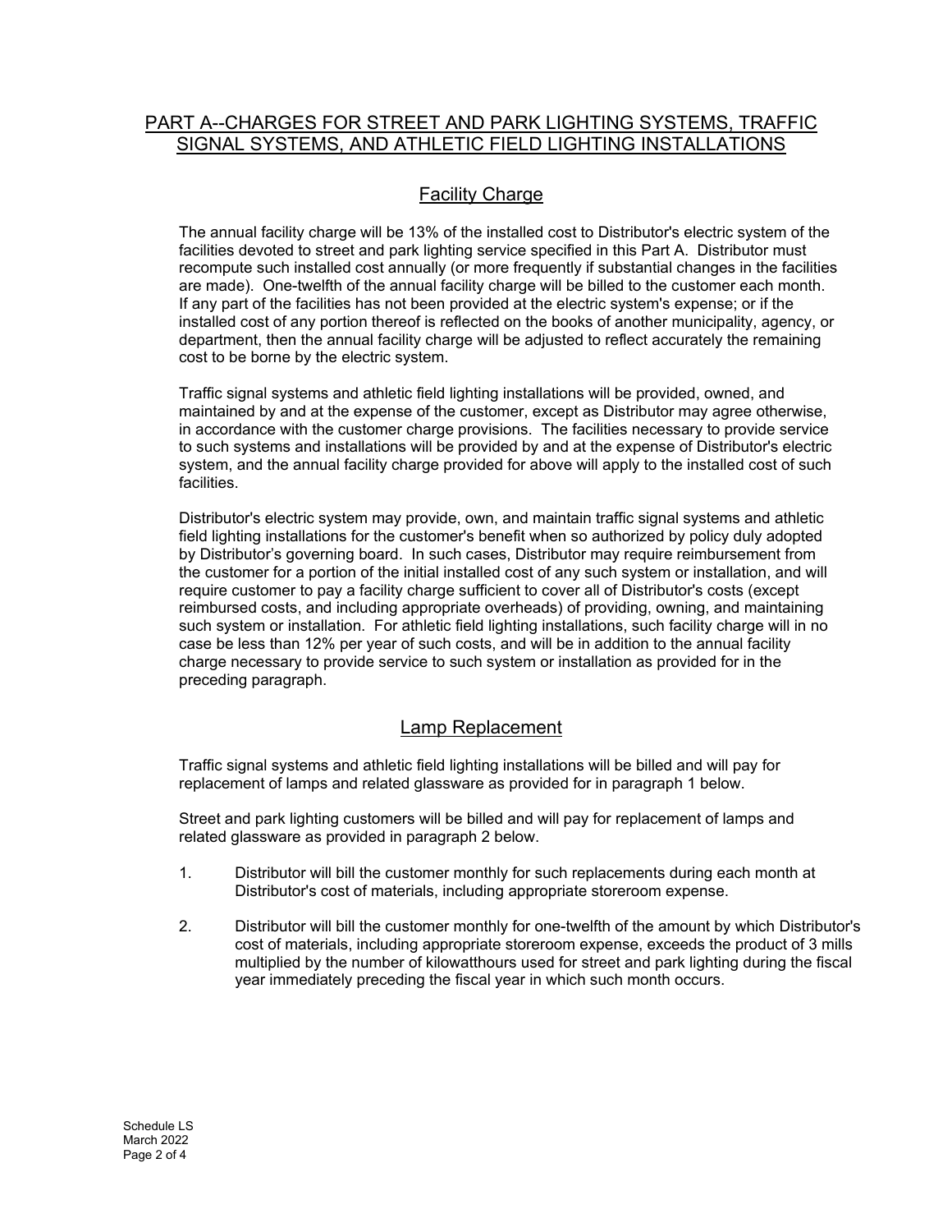## PART A--CHARGES FOR STREET AND PARK LIGHTING SYSTEMS, TRAFFIC SIGNAL SYSTEMS, AND ATHLETIC FIELD LIGHTING INSTALLATIONS

### Facility Charge

The annual facility charge will be 13% of the installed cost to Distributor's electric system of the facilities devoted to street and park lighting service specified in this Part A. Distributor must recompute such installed cost annually (or more frequently if substantial changes in the facilities are made). One-twelfth of the annual facility charge will be billed to the customer each month. If any part of the facilities has not been provided at the electric system's expense; or if the installed cost of any portion thereof is reflected on the books of another municipality, agency, or department, then the annual facility charge will be adjusted to reflect accurately the remaining cost to be borne by the electric system.

Traffic signal systems and athletic field lighting installations will be provided, owned, and maintained by and at the expense of the customer, except as Distributor may agree otherwise, in accordance with the customer charge provisions. The facilities necessary to provide service to such systems and installations will be provided by and at the expense of Distributor's electric system, and the annual facility charge provided for above will apply to the installed cost of such facilities.

Distributor's electric system may provide, own, and maintain traffic signal systems and athletic field lighting installations for the customer's benefit when so authorized by policy duly adopted by Distributor's governing board. In such cases, Distributor may require reimbursement from the customer for a portion of the initial installed cost of any such system or installation, and will require customer to pay a facility charge sufficient to cover all of Distributor's costs (except reimbursed costs, and including appropriate overheads) of providing, owning, and maintaining such system or installation. For athletic field lighting installations, such facility charge will in no case be less than 12% per year of such costs, and will be in addition to the annual facility charge necessary to provide service to such system or installation as provided for in the preceding paragraph.

### Lamp Replacement

Traffic signal systems and athletic field lighting installations will be billed and will pay for replacement of lamps and related glassware as provided for in paragraph 1 below.

Street and park lighting customers will be billed and will pay for replacement of lamps and related glassware as provided in paragraph 2 below.

1. Distributor will bill the customer monthly for such replacements during each month at Distributor's cost of materials, including appropriate storeroom expense.

2. Distributor will bill the customer monthly for one-twelfth of the amount by which Distributor's cost of materials, including appropriate storeroom expense, exceeds the product of 3 mills multiplied by the number of kilowatthours used for street and park lighting during the fiscal year immediately preceding the fiscal year in which such month occurs.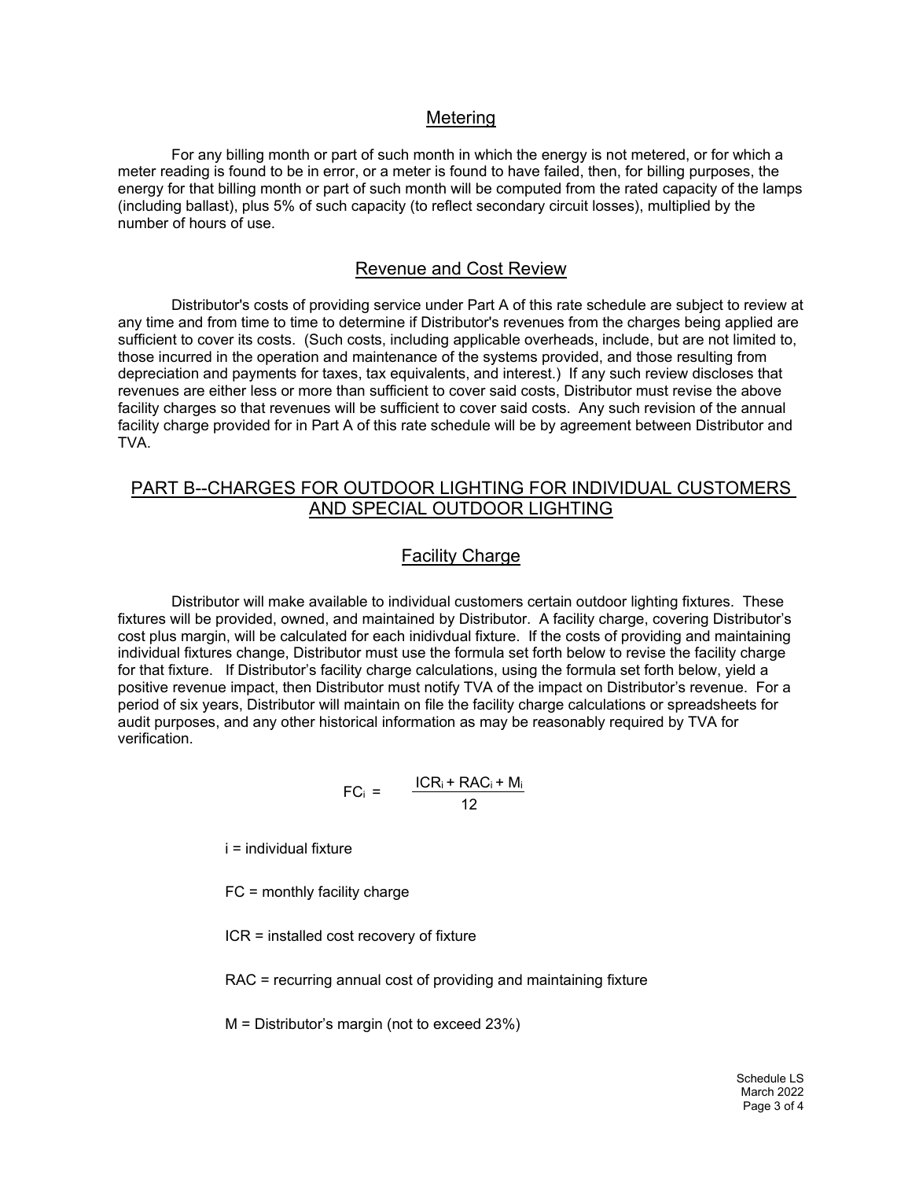## Metering

For any billing month or part of such month in which the energy is not metered, or for which a meter reading is found to be in error, or a meter is found to have failed, then, for billing purposes, the energy for that billing month or part of such month will be computed from the rated capacity of the lamps (including ballast), plus 5% of such capacity (to reflect secondary circuit losses), multiplied by the number of hours of use.

## Revenue and Cost Review

Distributor's costs of providing service under Part A of this rate schedule are subject to review at any time and from time to time to determine if Distributor's revenues from the charges being applied are sufficient to cover its costs. (Such costs, including applicable overheads, include, but are not limited to, those incurred in the operation and maintenance of the systems provided, and those resulting from depreciation and payments for taxes, tax equivalents, and interest.) If any such review discloses that revenues are either less or more than sufficient to cover said costs, Distributor must revise the above facility charges so that revenues will be sufficient to cover said costs. Any such revision of the annual facility charge provided for in Part A of this rate schedule will be by agreement between Distributor and TVA.

## PART B--CHARGES FOR OUTDOOR LIGHTING FOR INDIVIDUAL CUSTOMERS AND SPECIAL OUTDOOR LIGHTING

## Facility Charge

Distributor will make available to individual customers certain outdoor lighting fixtures. These fixtures will be provided, owned, and maintained by Distributor. A facility charge, covering Distributor's cost plus margin, will be calculated for each inidivdual fixture. If the costs of providing and maintaining individual fixtures change, Distributor must use the formula set forth below to revise the facility charge for that fixture. If Distributor's facility charge calculations, using the formula set forth below, yield a positive revenue impact, then Distributor must notify TVA of the impact on Distributor's revenue. For a period of six years, Distributor will maintain on file the facility charge calculations or spreadsheets for audit purposes, and any other historical information as may be reasonably required by TVA for verification.

$$FC_i = \frac{ICR_i + RAC_i + M_i}{12}$$

i = individual fixture

FC = monthly facility charge

ICR = installed cost recovery of fixture

RAC = recurring annual cost of providing and maintaining fixture

M = Distributor's margin (not to exceed 23%)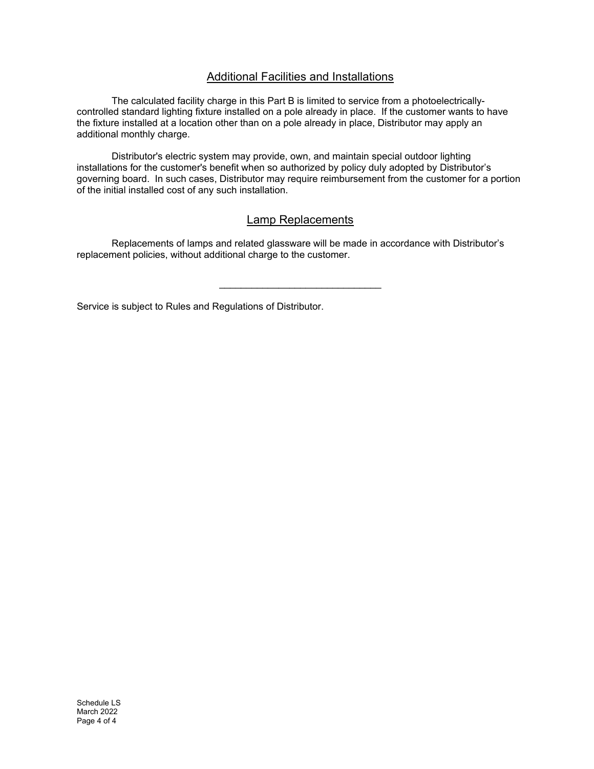## Additional Facilities and Installations

The calculated facility charge in this Part B is limited to service from a photoelectrically-controlled standard lighting fixture installed on a pole already in place. If the customer wants to have the fixture installed at a location other than on a pole already in place, Distributor may apply an additional monthly charge.

Distributor's electric system may provide, own, and maintain special outdoor lighting installations for the customer's benefit when so authorized by policy duly adopted by Distributor's governing board. In such cases, Distributor may require reimbursement from the customer for a portion of the initial installed cost of any such installation.

## Lamp Replacements

Replacements of lamps and related glassware will be made in accordance with Distributor's replacement policies, without additional charge to the customer.

---

Service is subject to Rules and Regulations of Distributor.

Schedule LS
March 2022